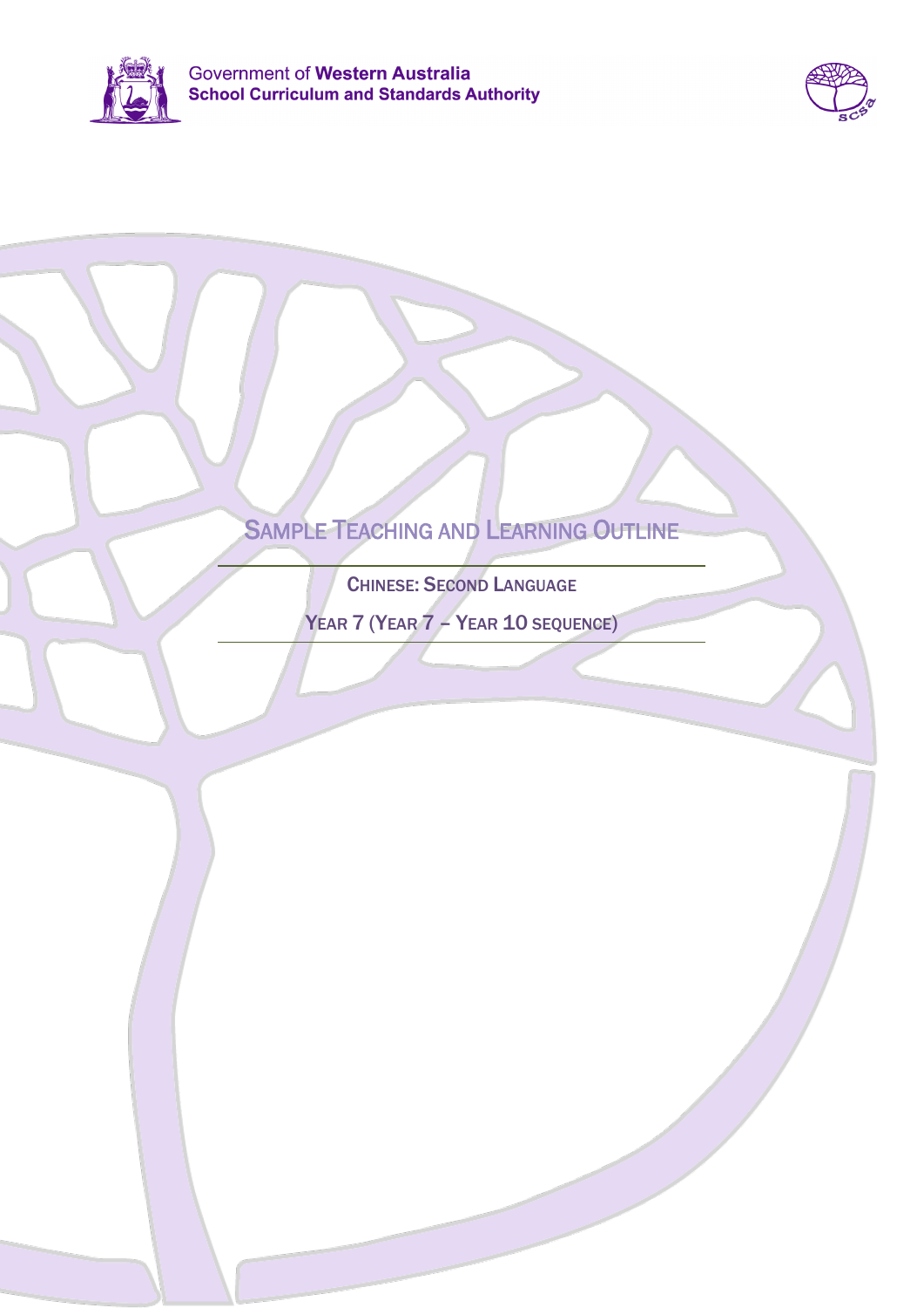Government of **Western Australia**
**School Curriculum and Standards Authority**

# Sample Teaching and Learning Outline

## Chinese: Second Language

## Year 7 (Year 7 – Year 10 sequence)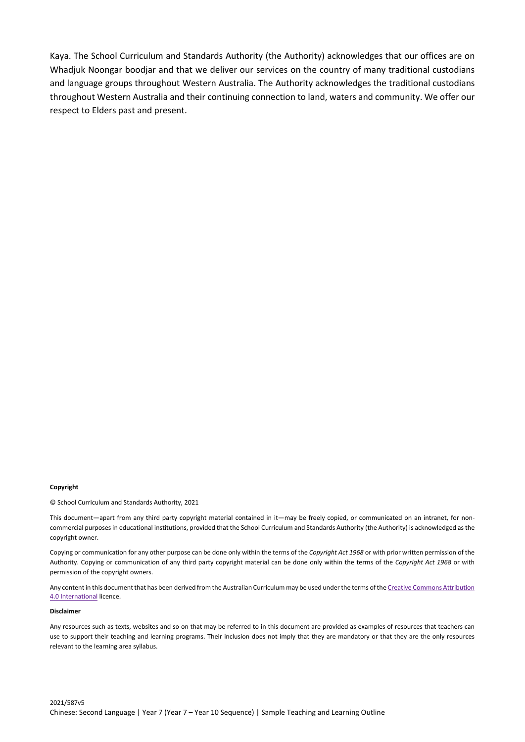Kaya. The School Curriculum and Standards Authority (the Authority) acknowledges that our offices are on Whadjuk Noongar boodjar and that we deliver our services on the country of many traditional custodians and language groups throughout Western Australia. The Authority acknowledges the traditional custodians throughout Western Australia and their continuing connection to land, waters and community. We offer our respect to Elders past and present.

**Copyright**

© School Curriculum and Standards Authority, 2021

This document—apart from any third party copyright material contained in it—may be freely copied, or communicated on an intranet, for non-commercial purposes in educational institutions, provided that the School Curriculum and Standards Authority (the Authority) is acknowledged as the copyright owner.

Copying or communication for any other purpose can be done only within the terms of the *Copyright Act 1968* or with prior written permission of the Authority. Copying or communication of any third party copyright material can be done only within the terms of the *Copyright Act 1968* or with permission of the copyright owners.

Any content in this document that has been derived from the Australian Curriculum may be used under the terms of the Creative Commons Attribution 4.0 International licence.

**Disclaimer**

Any resources such as texts, websites and so on that may be referred to in this document are provided as examples of resources that teachers can use to support their teaching and learning programs. Their inclusion does not imply that they are mandatory or that they are the only resources relevant to the learning area syllabus.

2021/587v5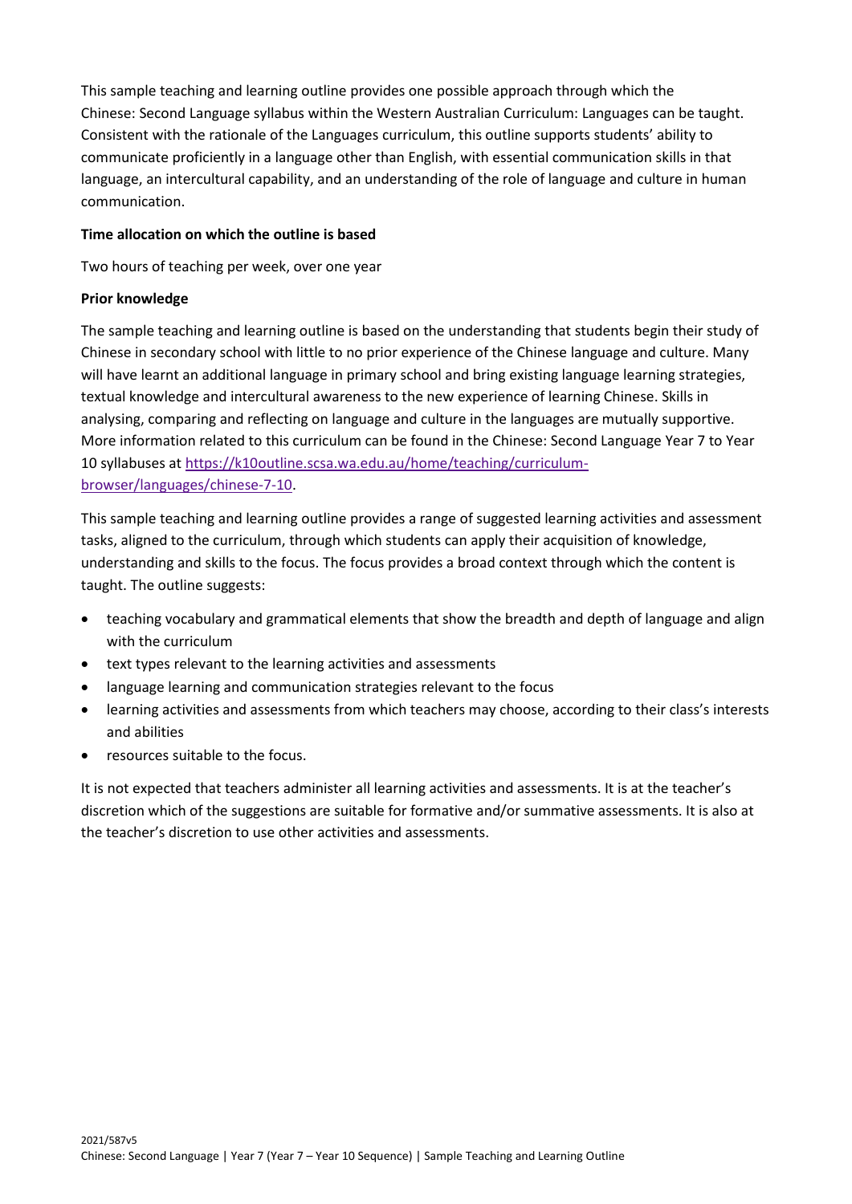This sample teaching and learning outline provides one possible approach through which the Chinese: Second Language syllabus within the Western Australian Curriculum: Languages can be taught. Consistent with the rationale of the Languages curriculum, this outline supports students' ability to communicate proficiently in a language other than English, with essential communication skills in that language, an intercultural capability, and an understanding of the role of language and culture in human communication.

**Time allocation on which the outline is based**

Two hours of teaching per week, over one year

**Prior knowledge**

The sample teaching and learning outline is based on the understanding that students begin their study of Chinese in secondary school with little to no prior experience of the Chinese language and culture. Many will have learnt an additional language in primary school and bring existing language learning strategies, textual knowledge and intercultural awareness to the new experience of learning Chinese. Skills in analysing, comparing and reflecting on language and culture in the languages are mutually supportive. More information related to this curriculum can be found in the Chinese: Second Language Year 7 to Year 10 syllabuses at [https://k10outline.scsa.wa.edu.au/home/teaching/curriculum-browser/languages/chinese-7-10](https://k10outline.scsa.wa.edu.au/home/teaching/curriculum-browser/languages/chinese-7-10).

This sample teaching and learning outline provides a range of suggested learning activities and assessment tasks, aligned to the curriculum, through which students can apply their acquisition of knowledge, understanding and skills to the focus. The focus provides a broad context through which the content is taught. The outline suggests:

- teaching vocabulary and grammatical elements that show the breadth and depth of language and align with the curriculum
- text types relevant to the learning activities and assessments
- language learning and communication strategies relevant to the focus
- learning activities and assessments from which teachers may choose, according to their class's interests and abilities
- resources suitable to the focus.

It is not expected that teachers administer all learning activities and assessments. It is at the teacher's discretion which of the suggestions are suitable for formative and/or summative assessments. It is also at the teacher's discretion to use other activities and assessments.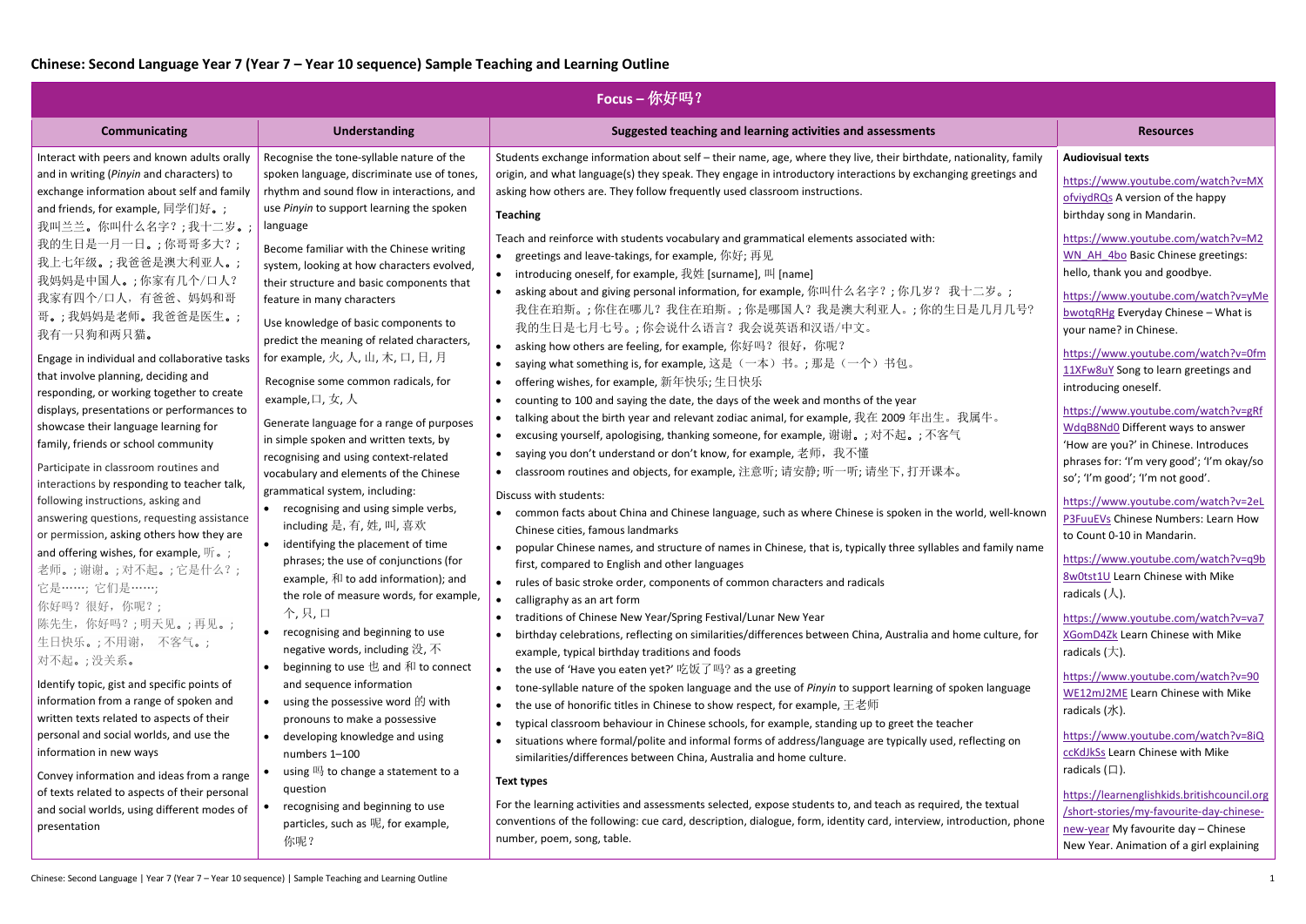## Chinese: Second Language Year 7 (Year 7 – Year 10 sequence) Sample Teaching and Learning Outline

| Focus – 你好吗？ | | | |
|---|---|---|---|
| **Communicating** | **Understanding** | **Suggested teaching and learning activities and assessments** | **Resources** |
| Interact with peers and known adults orally and in writing (*Pinyin* and characters) to exchange information about self and family and friends, for example, 同学们好。; 我叫兰兰。你叫什么名字？; 我十二岁。; 我的生日是一月一日。; 你哥哥多大？; 我上七年级。; 我爸爸是澳大利亚人。; 我妈妈是中国人。; 你家有几个/口人？ 我家有四个/口人，有爸爸、妈妈和哥哥。; 我妈妈是老师。我爸爸是医生。; 我有一只狗和两只猫。<br><br>Engage in individual and collaborative tasks that involve planning, deciding and responding, or working together to create displays, presentations or performances to showcase their language learning for family, friends or school community<br><br>Participate in classroom routines and interactions by responding to teacher talk, following instructions, asking and answering questions, requesting assistance or permission, asking others how they are and offering wishes, for example, 听。; 老师。; 谢谢。; 对不起。; 它是什么？; 它是……; 它们是……; 你好吗？很好，你呢？; 陈先生，你好吗？; 明天见。; 再见。; 生日快乐。; 不用谢， 不客气。; 对不起。; 没关系。<br><br>Identify topic, gist and specific points of information from a range of spoken and written texts related to aspects of their personal and social worlds, and use the information in new ways<br><br>Convey information and ideas from a range of texts related to aspects of their personal and social worlds, using different modes of presentation | Recognise the tone-syllable nature of the spoken language, discriminate use of tones, rhythm and sound flow in interactions, and use *Pinyin* to support learning the spoken language<br><br>Become familiar with the Chinese writing system, looking at how characters evolved, their structure and basic components that feature in many characters<br><br>Use knowledge of basic components to predict the meaning of related characters, for example, 火, 人, 山, 木, 口, 日, 月<br><br>Recognise some common radicals, for example,口, 女, 人<br><br>Generate language for a range of purposes in simple spoken and written texts, by recognising and using context-related vocabulary and elements of the Chinese grammatical system, including:<br>• recognising and using simple verbs, including 是, 有, 姓, 叫, 喜欢<br>• identifying the placement of time phrases; the use of conjunctions (for example, 和 to add information); and the role of measure words, for example, 个, 只, 口<br>• recognising and beginning to use negative words, including 没, 不<br>• beginning to use 也 and 和 to connect and sequence information<br>• using the possessive word 的 with pronouns to make a possessive<br>• developing knowledge and using numbers 1–100<br>• using 吗 to change a statement to a question<br>• recognising and beginning to use particles, such as 呢, for example, 你呢？ | Students exchange information about self – their name, age, where they live, their birthdate, nationality, family origin, and what language(s) they speak. They engage in introductory interactions by exchanging greetings and asking how others are. They follow frequently used classroom instructions.<br><br>**Teaching**<br><br>Teach and reinforce with students vocabulary and grammatical elements associated with:<br>• greetings and leave-takings, for example, 你好; 再见<br>• introducing oneself, for example, 我姓 [surname], 叫 [name]<br>• asking about and giving personal information, for example, 你叫什么名字？; 你几岁？ 我十二岁。; 我住在珀斯。; 你住在哪儿？我住在珀斯。; 你是哪国人？我是澳大利亚人。; 你的生日是几月几号? 我的生日是七月七号。; 你会说什么语言？我会说英语和汉语/中文。<br>• asking how others are feeling, for example, 你好吗？很好，你呢？<br>• saying what something is, for example, 这是（一本）书。; 那是（一个）书包。<br>• offering wishes, for example, 新年快乐; 生日快乐<br>• counting to 100 and saying the date, the days of the week and months of the year<br>• talking about the birth year and relevant zodiac animal, for example, 我在 2009 年出生。我属牛。<br>• excusing yourself, apologising, thanking someone, for example, 谢谢。; 对不起。; 不客气<br>• saying you don't understand or don't know, for example, 老师，我不懂<br>• classroom routines and objects, for example, 注意听; 请安静; 听一听; 请坐下, 打开课本。<br><br>Discuss with students:<br>• common facts about China and Chinese language, such as where Chinese is spoken in the world, well-known Chinese cities, famous landmarks<br>• popular Chinese names, and structure of names in Chinese, that is, typically three syllables and family name first, compared to English and other languages<br>• rules of basic stroke order, components of common characters and radicals<br>• calligraphy as an art form<br>• traditions of Chinese New Year/Spring Festival/Lunar New Year<br>• birthday celebrations, reflecting on similarities/differences between China, Australia and home culture, for example, typical birthday traditions and foods<br>• the use of 'Have you eaten yet?' 吃饭了吗? as a greeting<br>• tone-syllable nature of the spoken language and the use of *Pinyin* to support learning of spoken language<br>• the use of honorific titles in Chinese to show respect, for example, 王老师<br>• typical classroom behaviour in Chinese schools, for example, standing up to greet the teacher<br>• situations where formal/polite and informal forms of address/language are typically used, reflecting on similarities/differences between China, Australia and home culture.<br><br>**Text types**<br><br>For the learning activities and assessments selected, expose students to, and teach as required, the textual conventions of the following: cue card, description, dialogue, form, identity card, interview, introduction, phone number, poem, song, table. | **Audiovisual texts**<br><br>https://www.youtube.com/watch?v=MXofviydRQs A version of the happy birthday song in Mandarin.<br><br>https://www.youtube.com/watch?v=M2WN_AH_4bo Basic Chinese greetings: hello, thank you and goodbye.<br><br>https://www.youtube.com/watch?v=yMebwotqRHg Everyday Chinese – What is your name? in Chinese.<br><br>https://www.youtube.com/watch?v=0fm11XFw8uY Song to learn greetings and introducing oneself.<br><br>https://www.youtube.com/watch?v=gRfWdqB8Nd0 Different ways to answer 'How are you?' in Chinese. Introduces phrases for: 'I'm very good'; 'I'm okay/so so'; 'I'm good'; 'I'm not good'.<br><br>https://www.youtube.com/watch?v=2eLP3FuuEVs Chinese Numbers: Learn How to Count 0-10 in Mandarin.<br><br>https://www.youtube.com/watch?v=q9b8w0tst1U Learn Chinese with Mike radicals (人).<br><br>https://www.youtube.com/watch?v=va7XGomD4Zk Learn Chinese with Mike radicals (大).<br><br>https://www.youtube.com/watch?v=90WE12mJ2ME Learn Chinese with Mike radicals (水).<br><br>https://www.youtube.com/watch?v=8iQccKdJkSs Learn Chinese with Mike radicals (口).<br><br>https://learnenglishkids.britishcouncil.org/short-stories/my-favourite-day-chinese-new-year My favourite day – Chinese New Year. Animation of a girl explaining |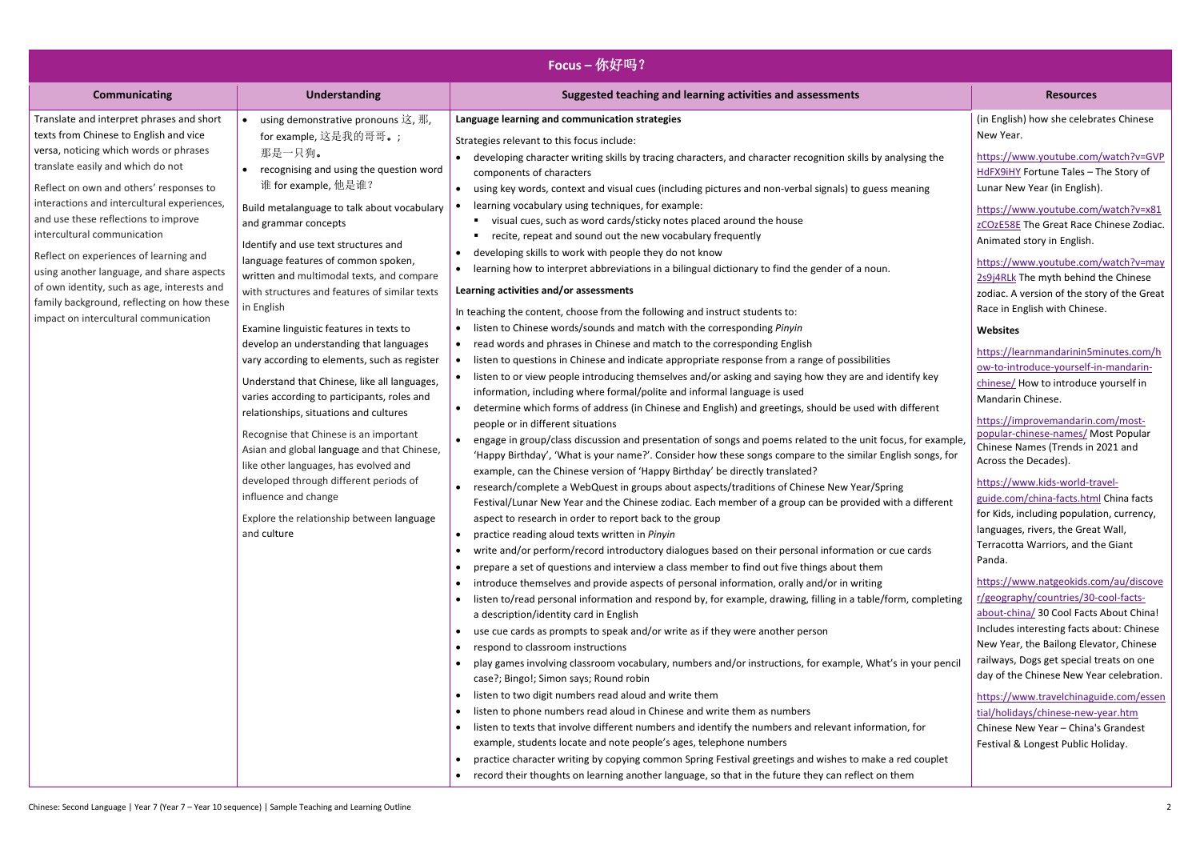## Focus – 你好吗？

| Communicating | Understanding | Suggested teaching and learning activities and assessments | Resources |
|---|---|---|---|
| Translate and interpret phrases and short texts from Chinese to English and vice versa, noticing which words or phrases translate easily and which do not<br><br>Reflect on own and others' responses to interactions and intercultural experiences, and use these reflections to improve intercultural communication<br><br>Reflect on experiences of learning and using another language, and share aspects of own identity, such as age, interests and family background, reflecting on how these impact on intercultural communication | • using demonstrative pronouns 这, 那, for example, 这是我的哥哥。; 那是一只狗。<br>• recognising and using the question word 谁 for example, 他是谁？<br><br>Build metalanguage to talk about vocabulary and grammar concepts<br><br>Identify and use text structures and language features of common spoken, written and multimodal texts, and compare with structures and features of similar texts in English<br><br>Examine linguistic features in texts to develop an understanding that languages vary according to elements, such as register<br><br>Understand that Chinese, like all languages, varies according to participants, roles and relationships, situations and cultures<br><br>Recognise that Chinese is an important Asian and global language and that Chinese, like other languages, has evolved and developed through different periods of influence and change<br><br>Explore the relationship between language and culture | **Language learning and communication strategies**<br><br>Strategies relevant to this focus include:<br>• developing character writing skills by tracing characters, and character recognition skills by analysing the components of characters<br>• using key words, context and visual cues (including pictures and non-verbal signals) to guess meaning<br>• learning vocabulary using techniques, for example:<br>  ▪ visual cues, such as word cards/sticky notes placed around the house<br>  ▪ recite, repeat and sound out the new vocabulary frequently<br>• developing skills to work with people they do not know<br>• learning how to interpret abbreviations in a bilingual dictionary to find the gender of a noun.<br><br>**Learning activities and/or assessments**<br><br>In teaching the content, choose from the following and instruct students to:<br>• listen to Chinese words/sounds and match with the corresponding *Pinyin*<br>• read words and phrases in Chinese and match to the corresponding English<br>• listen to questions in Chinese and indicate appropriate response from a range of possibilities<br>• listen to or view people introducing themselves and/or asking and saying how they are and identify key information, including where formal/polite and informal language is used<br>• determine which forms of address (in Chinese and English) and greetings, should be used with different people or in different situations<br>• engage in group/class discussion and presentation of songs and poems related to the unit focus, for example, 'Happy Birthday', 'What is your name?'. Consider how these songs compare to the similar English songs, for example, can the Chinese version of 'Happy Birthday' be directly translated?<br>• research/complete a WebQuest in groups about aspects/traditions of Chinese New Year/Spring Festival/Lunar New Year and the Chinese zodiac. Each member of a group can be provided with a different aspect to research in order to report back to the group<br>• practice reading aloud texts written in *Pinyin*<br>• write and/or perform/record introductory dialogues based on their personal information or cue cards<br>• prepare a set of questions and interview a class member to find out five things about them<br>• introduce themselves and provide aspects of personal information, orally and/or in writing<br>• listen to/read personal information and respond by, for example, drawing, filling in a table/form, completing a description/identity card in English<br>• use cue cards as prompts to speak and/or write as if they were another person<br>• respond to classroom instructions<br>• play games involving classroom vocabulary, numbers and/or instructions, for example, What's in your pencil case?; Bingo!; Simon says; Round robin<br>• listen to two digit numbers read aloud and write them<br>• listen to phone numbers read aloud in Chinese and write them as numbers<br>• listen to texts that involve different numbers and identify the numbers and relevant information, for example, students locate and note people's ages, telephone numbers<br>• practice character writing by copying common Spring Festival greetings and wishes to make a red couplet<br>• record their thoughts on learning another language, so that in the future they can reflect on them | (in English) how she celebrates Chinese New Year.<br><br>https://www.youtube.com/watch?v=GVPHdFX9iHY Fortune Tales – The Story of Lunar New Year (in English).<br><br>https://www.youtube.com/watch?v=x81zCOzE58E The Great Race Chinese Zodiac. Animated story in English.<br><br>https://www.youtube.com/watch?v=may2s9j4RLk The myth behind the Chinese zodiac. A version of the story of the Great Race in English with Chinese.<br><br>**Websites**<br><br>https://learnmandarinin5minutes.com/how-to-introduce-yourself-in-mandarin-chinese/ How to introduce yourself in Mandarin Chinese.<br><br>https://improvemandarin.com/most-popular-chinese-names/ Most Popular Chinese Names (Trends in 2021 and Across the Decades).<br><br>https://www.kids-world-travel-guide.com/china-facts.html China facts for Kids, including population, currency, languages, rivers, the Great Wall, Terracotta Warriors, and the Giant Panda.<br><br>https://www.natgeokids.com/au/discover/geography/countries/30-cool-facts-about-china/ 30 Cool Facts About China! Includes interesting facts about: Chinese New Year, the Bailong Elevator, Chinese railways, Dogs get special treats on one day of the Chinese New Year celebration.<br><br>https://www.travelchinaguide.com/essential/holidays/chinese-new-year.htm Chinese New Year – China's Grandest Festival & Longest Public Holiday. |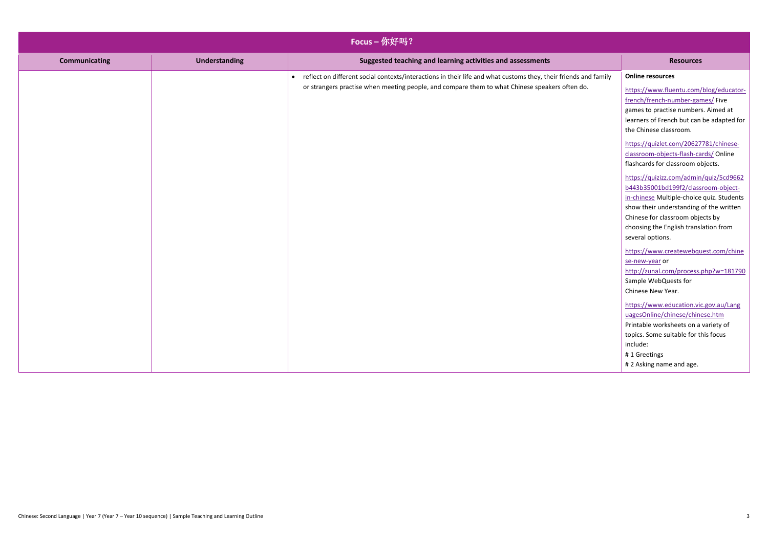| Focus – 你好吗？ | | | |
|---|---|---|---|
| **Communicating** | **Understanding** | **Suggested teaching and learning activities and assessments** | **Resources** |
| | | • reflect on different social contexts/interactions in their life and what customs they, their friends and family or strangers practise when meeting people, and compare them to what Chinese speakers often do. | **Online resources**<br><br>https://www.fluentu.com/blog/educator-french/french-number-games/ Five games to practise numbers. Aimed at learners of French but can be adapted for the Chinese classroom.<br><br>https://quizlet.com/20627781/chinese-classroom-objects-flash-cards/ Online flashcards for classroom objects.<br><br>https://quizizz.com/admin/quiz/5cd9662b443b35001bd199f2/classroom-object-in-chinese Multiple-choice quiz. Students show their understanding of the written Chinese for classroom objects by choosing the English translation from several options.<br><br>https://www.createwebquest.com/chinese-new-year or http://zunal.com/process.php?w=181790 Sample WebQuests for Chinese New Year.<br><br>https://www.education.vic.gov.au/LanguagesOnline/chinese/chinese.htm Printable worksheets on a variety of topics. Some suitable for this focus include:<br># 1 Greetings<br># 2 Asking name and age. |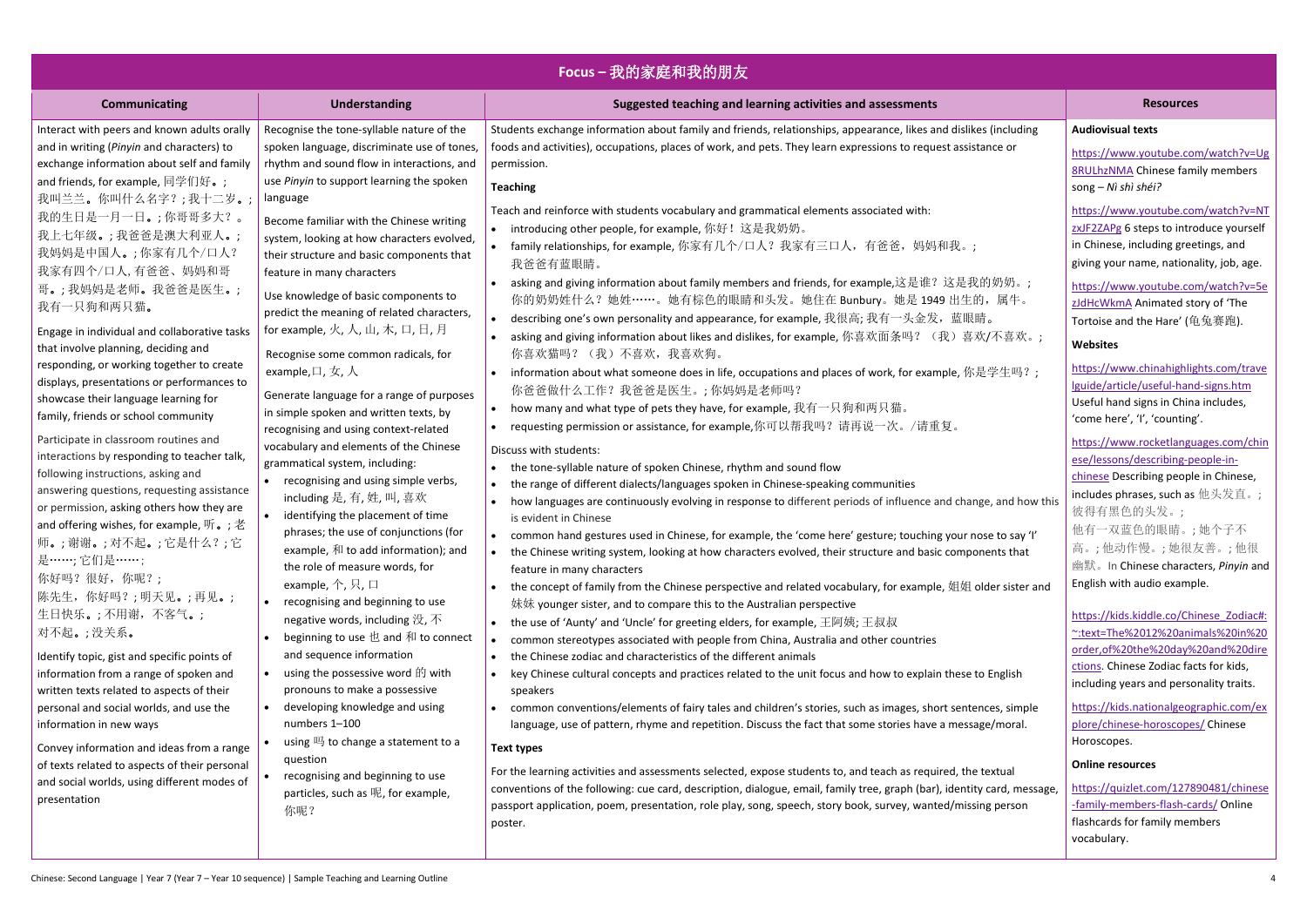## Focus – 我的家庭和我的朋友

| Communicating | Understanding | Suggested teaching and learning activities and assessments | Resources |
|---|---|---|---|
| Interact with peers and known adults orally and in writing (*Pinyin* and characters) to exchange information about self and family and friends, for example, 同学们好。; 我叫兰兰。你叫什么名字？; 我十二岁。; 我的生日是一月一日。; 你哥哥多大？。我上七年级。; 我爸爸是澳大利亚人。; 我妈妈是中国人。; 你家有几个/口人？我家有四个/口人, 有爸爸、妈妈和哥哥。; 我妈妈是老师。我爸爸是医生。; 我有一只狗和两只猫。<br><br>Engage in individual and collaborative tasks that involve planning, deciding and responding, or working together to create displays, presentations or performances to showcase their language learning for family, friends or school community<br><br>Participate in classroom routines and interactions by responding to teacher talk, following instructions, asking and answering questions, requesting assistance or permission, asking others how they are and offering wishes, for example, 听。; 老师。; 谢谢。; 对不起。; 它是什么？; 它是……; 它们是……;<br>你好吗？很好，你呢？;<br>陈先生，你好吗？; 明天见。; 再见。;<br>生日快乐。; 不用谢，不客气。;<br>对不起。; 没关系。<br><br>Identify topic, gist and specific points of information from a range of spoken and written texts related to aspects of their personal and social worlds, and use the information in new ways<br><br>Convey information and ideas from a range of texts related to aspects of their personal and social worlds, using different modes of presentation | Recognise the tone-syllable nature of the spoken language, discriminate use of tones, rhythm and sound flow in interactions, and use *Pinyin* to support learning the spoken language<br><br>Become familiar with the Chinese writing system, looking at how characters evolved, their structure and basic components that feature in many characters<br><br>Use knowledge of basic components to predict the meaning of related characters, for example, 火, 人, 山, 木, 口, 日, 月<br><br>Recognise some common radicals, for example, 口, 女, 人<br><br>Generate language for a range of purposes in simple spoken and written texts, by recognising and using context-related vocabulary and elements of the Chinese grammatical system, including:<br>• recognising and using simple verbs, including 是, 有, 姓, 叫, 喜欢<br>• identifying the placement of time phrases; the use of conjunctions (for example, 和 to add information); and the role of measure words, for example, 个, 只, 口<br>• recognising and beginning to use negative words, including 没, 不<br>• beginning to use 也 and 和 to connect and sequence information<br>• using the possessive word 的 with pronouns to make a possessive<br>• developing knowledge and using numbers 1–100<br>• using 吗 to change a statement to a question<br>• recognising and beginning to use particles, such as 呢, for example, 你呢？ | Students exchange information about family and friends, relationships, appearance, likes and dislikes (including foods and activities), occupations, places of work, and pets. They learn expressions to request assistance or permission.<br><br>**Teaching**<br><br>Teach and reinforce with students vocabulary and grammatical elements associated with:<br>• introducing other people, for example, 你好！这是我奶奶。<br>• family relationships, for example, 你家有几个/口人？我家有三口人，有爸爸，妈妈和我。; 我爸爸有蓝眼睛。<br>• asking and giving information about family members and friends, for example,这是谁？这是我的奶奶。; 你的奶奶姓什么？她姓……。她有棕色的眼睛和头发。她住在 Bunbury。她是 1949 出生的，属牛。<br>• describing one's own personality and appearance, for example, 我很高; 我有一头金发，蓝眼睛。<br>• asking and giving information about likes and dislikes, for example, 你喜欢面条吗？（我）喜欢/不喜欢。; 你喜欢猫吗？（我）不喜欢，我喜欢狗。<br>• information about what someone does in life, occupations and places of work, for example, 你是学生吗？; 你爸爸做什么工作？我爸爸是医生。; 你妈妈是老师吗？<br>• how many and what type of pets they have, for example, 我有一只狗和两只猫。<br>• requesting permission or assistance, for example,你可以帮我吗？请再说一次。/请重复。<br><br>Discuss with students:<br>• the tone-syllable nature of spoken Chinese, rhythm and sound flow<br>• the range of different dialects/languages spoken in Chinese-speaking communities<br>• how languages are continuously evolving in response to different periods of influence and change, and how this is evident in Chinese<br>• common hand gestures used in Chinese, for example, the 'come here' gesture; touching your nose to say 'I'<br>• the Chinese writing system, looking at how characters evolved, their structure and basic components that feature in many characters<br>• the concept of family from the Chinese perspective and related vocabulary, for example, 姐姐 older sister and 妹妹 younger sister, and to compare this to the Australian perspective<br>• the use of 'Aunty' and 'Uncle' for greeting elders, for example, 王阿姨; 王叔叔<br>• common stereotypes associated with people from China, Australia and other countries<br>• the Chinese zodiac and characteristics of the different animals<br>• key Chinese cultural concepts and practices related to the unit focus and how to explain these to English speakers<br>• common conventions/elements of fairy tales and children's stories, such as images, short sentences, simple language, use of pattern, rhyme and repetition. Discuss the fact that some stories have a message/moral.<br><br>**Text types**<br><br>For the learning activities and assessments selected, expose students to, and teach as required, the textual conventions of the following: cue card, description, dialogue, email, family tree, graph (bar), identity card, message, passport application, poem, presentation, role play, song, speech, story book, survey, wanted/missing person poster. | **Audiovisual texts**<br><br>https://www.youtube.com/watch?v=Ug8RULhzNMA Chinese family members song – *Nǐ shì shéi?*<br><br>https://www.youtube.com/watch?v=NTzxJF2ZAPg 6 steps to introduce yourself in Chinese, including greetings, and giving your name, nationality, job, age.<br><br>https://www.youtube.com/watch?v=5ezJdHcWkmA Animated story of 'The Tortoise and the Hare' (龟兔赛跑).<br><br>**Websites**<br><br>https://www.chinahighlights.com/travelguide/article/useful-hand-signs.htm Useful hand signs in China includes, 'come here', 'I', 'counting'.<br><br>https://www.rocketlanguages.com/chinese/lessons/describing-people-in-chinese Describing people in Chinese, includes phrases, such as 他头发直。; 彼得有黑色的头发。; 他有一双蓝色的眼睛。; 她个子不高。; 他动作慢。; 她很友善。; 他很幽默。 In Chinese characters, *Pinyin* and English with audio example.<br><br>https://kids.kiddle.co/Chinese_Zodiac#:~:text=The%2012%20animals%20in%20order,of%20the%20day%20and%20directions. Chinese Zodiac facts for kids, including years and personality traits.<br><br>https://kids.nationalgeographic.com/explore/chinese-horoscopes/ Chinese Horoscopes.<br><br>**Online resources**<br><br>https://quizlet.com/127890481/chinese-family-members-flash-cards/ Online flashcards for family members vocabulary. |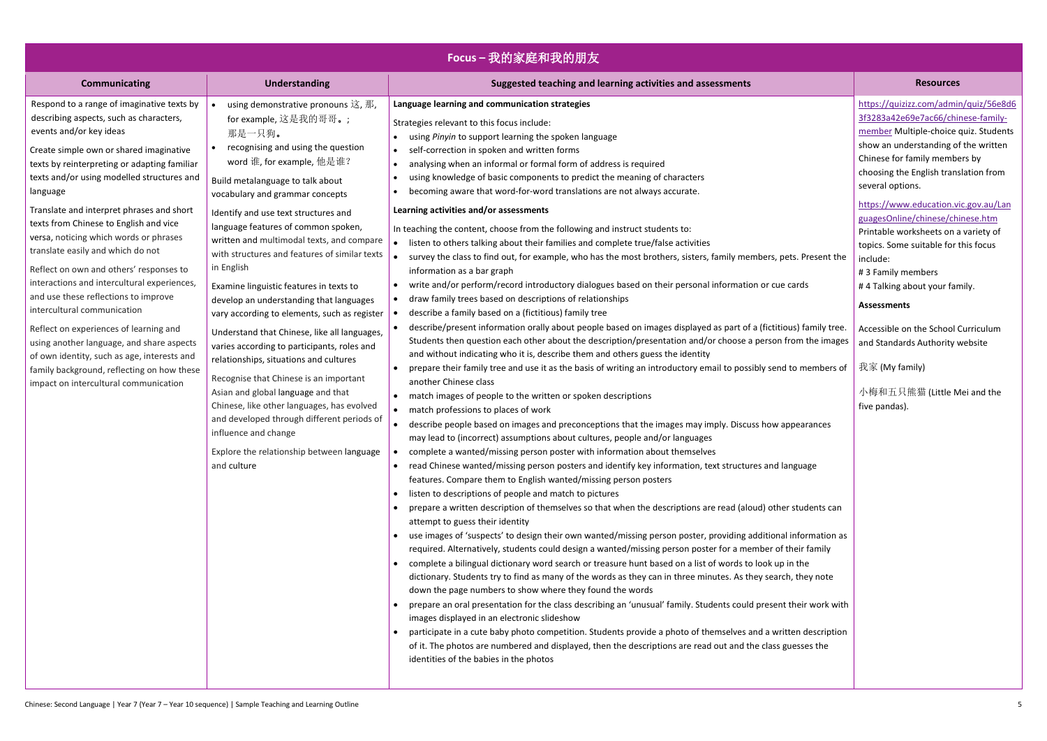# Focus – 我的家庭和我的朋友

| Communicating | Understanding | Suggested teaching and learning activities and assessments | Resources |
|---|---|---|---|
| Respond to a range of imaginative texts by describing aspects, such as characters, events and/or key ideas<br><br>Create simple own or shared imaginative texts by reinterpreting or adapting familiar texts and/or using modelled structures and language<br><br>Translate and interpret phrases and short texts from Chinese to English and vice versa, noticing which words or phrases translate easily and which do not<br><br>Reflect on own and others' responses to interactions and intercultural experiences, and use these reflections to improve intercultural communication<br><br>Reflect on experiences of learning and using another language, and share aspects of own identity, such as age, interests and family background, reflecting on how these impact on intercultural communication | • using demonstrative pronouns 这, 那, for example, 这是我的哥哥。; 那是一只狗。<br>• recognising and using the question word 谁, for example, 他是谁?<br><br>Build metalanguage to talk about vocabulary and grammar concepts<br><br>Identify and use text structures and language features of common spoken, written and multimodal texts, and compare with structures and features of similar texts in English<br><br>Examine linguistic features in texts to develop an understanding that languages vary according to elements, such as register<br><br>Understand that Chinese, like all languages, varies according to participants, roles and relationships, situations and cultures<br><br>Recognise that Chinese is an important Asian and global language and that Chinese, like other languages, has evolved and developed through different periods of influence and change<br><br>Explore the relationship between language and culture | **Language learning and communication strategies**<br><br>Strategies relevant to this focus include:<br>• using *Pinyin* to support learning the spoken language<br>• self-correction in spoken and written forms<br>• analysing when an informal or formal form of address is required<br>• using knowledge of basic components to predict the meaning of characters<br>• becoming aware that word-for-word translations are not always accurate.<br><br>**Learning activities and/or assessments**<br><br>In teaching the content, choose from the following and instruct students to:<br>• listen to others talking about their families and complete true/false activities<br>• survey the class to find out, for example, who has the most brothers, sisters, family members, pets. Present the information as a bar graph<br>• write and/or perform/record introductory dialogues based on their personal information or cue cards<br>• draw family trees based on descriptions of relationships<br>• describe a family based on a (fictitious) family tree<br>• describe/present information orally about people based on images displayed as part of a (fictitious) family tree. Students then question each other about the description/presentation and/or choose a person from the images and without indicating who it is, describe them and others guess the identity<br>• prepare their family tree and use it as the basis of writing an introductory email to possibly send to members of another Chinese class<br>• match images of people to the written or spoken descriptions<br>• match professions to places of work<br>• describe people based on images and preconceptions that the images may imply. Discuss how appearances may lead to (incorrect) assumptions about cultures, people and/or languages<br>• complete a wanted/missing person poster with information about themselves<br>• read Chinese wanted/missing person posters and identify key information, text structures and language features. Compare them to English wanted/missing person posters<br>• listen to descriptions of people and match to pictures<br>• prepare a written description of themselves so that when the descriptions are read (aloud) other students can attempt to guess their identity<br>• use images of 'suspects' to design their own wanted/missing person poster, providing additional information as required. Alternatively, students could design a wanted/missing person poster for a member of their family<br>• complete a bilingual dictionary word search or treasure hunt based on a list of words to look up in the dictionary. Students try to find as many of the words as they can in three minutes. As they search, they note down the page numbers to show where they found the words<br>• prepare an oral presentation for the class describing an 'unusual' family. Students could present their work with images displayed in an electronic slideshow<br>• participate in a cute baby photo competition. Students provide a photo of themselves and a written description of it. The photos are numbered and displayed, then the descriptions are read out and the class guesses the identities of the babies in the photos | https://quizizz.com/admin/quiz/56e8d63f3283a42e69e7ac66/chinese-family-member Multiple-choice quiz. Students show an understanding of the written Chinese for family members by choosing the English translation from several options.<br><br>https://www.education.vic.gov.au/LanguagesOnline/chinese/chinese.htm Printable worksheets on a variety of topics. Some suitable for this focus include:<br># 3 Family members<br># 4 Talking about your family.<br><br>**Assessments**<br><br>Accessible on the School Curriculum and Standards Authority website<br><br>我家 (My family)<br><br>小梅和五只熊猫 (Little Mei and the five pandas). |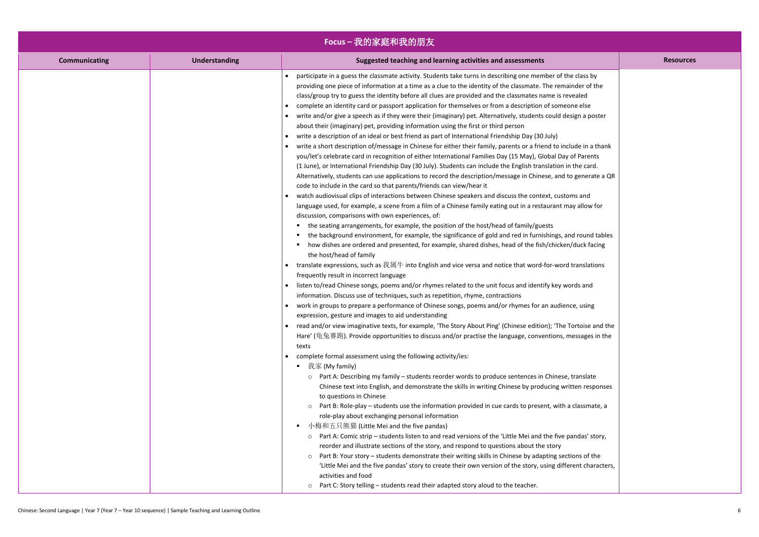| Focus – 我的家庭和我的朋友 | | | |
|---|---|---|---|
| **Communicating** | **Understanding** | **Suggested teaching and learning activities and assessments** | **Resources** |
| | | • participate in a guess the classmate activity. Students take turns in describing one member of the class by providing one piece of information at a time as a clue to the identity of the classmate. The remainder of the class/group try to guess the identity before all clues are provided and the classmates name is revealed<br>• complete an identity card or passport application for themselves or from a description of someone else<br>• write and/or give a speech as if they were their (imaginary) pet. Alternatively, students could design a poster about their (imaginary) pet, providing information using the first or third person<br>• write a description of an ideal or best friend as part of International Friendship Day (30 July)<br>• write a short description of/message in Chinese for either their family, parents or a friend to include in a thank you/let's celebrate card in recognition of either International Families Day (15 May), Global Day of Parents (1 June), or International Friendship Day (30 July). Students can include the English translation in the card. Alternatively, students can use applications to record the description/message in Chinese, and to generate a QR code to include in the card so that parents/friends can view/hear it<br>• watch audiovisual clips of interactions between Chinese speakers and discuss the context, customs and language used, for example, a scene from a film of a Chinese family eating out in a restaurant may allow for discussion, comparisons with own experiences, of:<br>  ▪ the seating arrangements, for example, the position of the host/head of family/guests<br>  ▪ the background environment, for example, the significance of gold and red in furnishings, and round tables<br>  ▪ how dishes are ordered and presented, for example, shared dishes, head of the fish/chicken/duck facing the host/head of family<br>• translate expressions, such as 我属牛 into English and vice versa and notice that word-for-word translations frequently result in incorrect language<br>• listen to/read Chinese songs, poems and/or rhymes related to the unit focus and identify key words and information. Discuss use of techniques, such as repetition, rhyme, contractions<br>• work in groups to prepare a performance of Chinese songs, poems and/or rhymes for an audience, using expression, gesture and images to aid understanding<br>• read and/or view imaginative texts, for example, 'The Story About Ping' (Chinese edition); 'The Tortoise and the Hare' (龟兔赛跑). Provide opportunities to discuss and/or practise the language, conventions, messages in the texts<br>• complete formal assessment using the following activity/ies:<br>  ▪ 我家 (My family)<br>    ○ Part A: Describing my family – students reorder words to produce sentences in Chinese, translate Chinese text into English, and demonstrate the skills in writing Chinese by producing written responses to questions in Chinese<br>    ○ Part B: Role-play – students use the information provided in cue cards to present, with a classmate, a role-play about exchanging personal information<br>  ▪ 小梅和五只熊猫 (Little Mei and the five pandas)<br>    ○ Part A: Comic strip – students listen to and read versions of the 'Little Mei and the five pandas' story, reorder and illustrate sections of the story, and respond to questions about the story<br>    ○ Part B: Your story – students demonstrate their writing skills in Chinese by adapting sections of the 'Little Mei and the five pandas' story to create their own version of the story, using different characters, activities and food<br>    ○ Part C: Story telling – students read their adapted story aloud to the teacher. | |